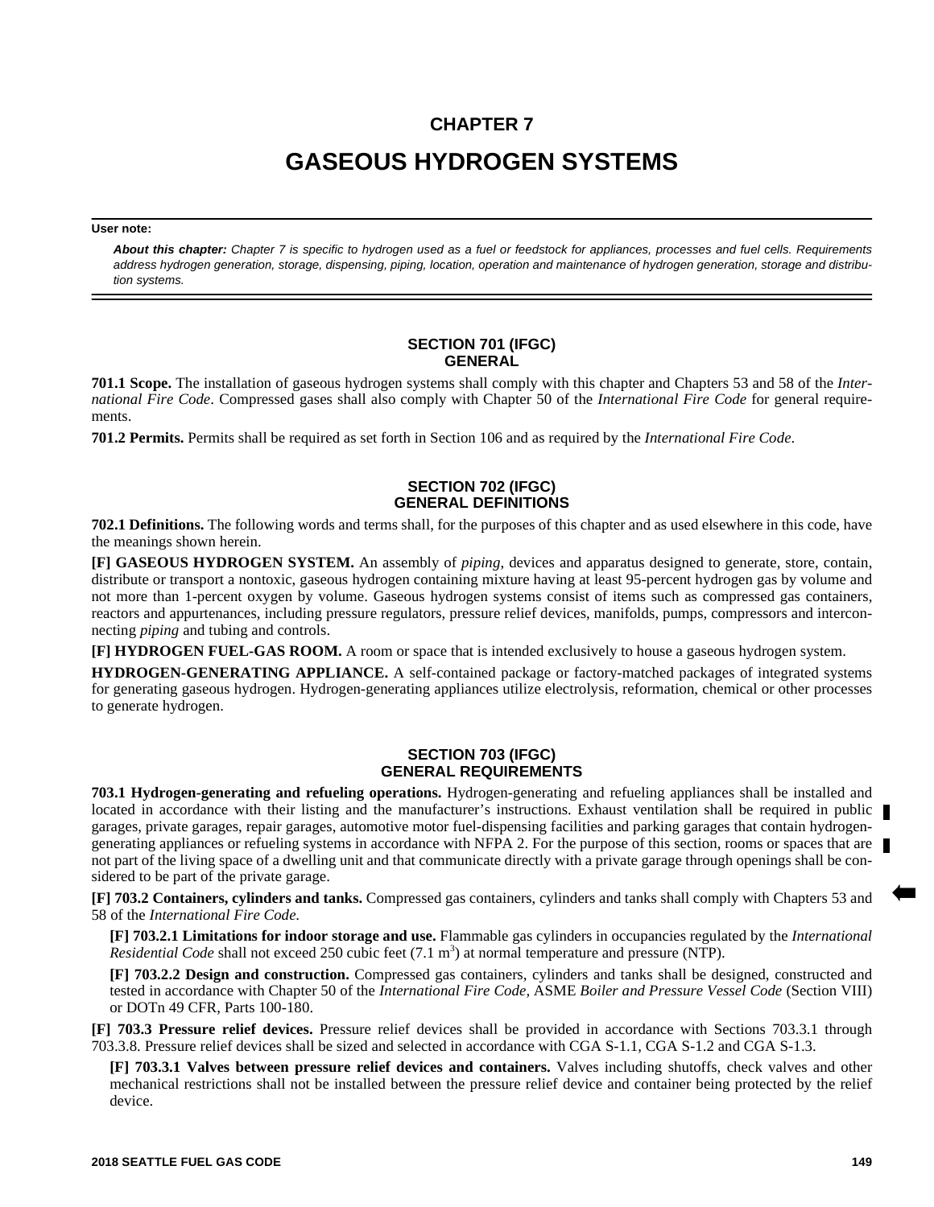# CHAPTER 7

# GASEOUS HYDROGEN SYSTEMS

**User note:**

***About this chapter:*** *Chapter 7 is specific to hydrogen used as a fuel or feedstock for appliances, processes and fuel cells. Requirements address hydrogen generation, storage, dispensing, piping, location, operation and maintenance of hydrogen generation, storage and distribution systems.*

## SECTION 701 (IFGC) GENERAL

**701.1 Scope.** The installation of gaseous hydrogen systems shall comply with this chapter and Chapters 53 and 58 of the *International Fire Code*. Compressed gases shall also comply with Chapter 50 of the *International Fire Code* for general requirements.

**701.2 Permits.** Permits shall be required as set forth in Section 106 and as required by the *International Fire Code*.

## SECTION 702 (IFGC) GENERAL DEFINITIONS

**702.1 Definitions.** The following words and terms shall, for the purposes of this chapter and as used elsewhere in this code, have the meanings shown herein.

**[F] GASEOUS HYDROGEN SYSTEM.** An assembly of *piping*, devices and apparatus designed to generate, store, contain, distribute or transport a nontoxic, gaseous hydrogen containing mixture having at least 95-percent hydrogen gas by volume and not more than 1-percent oxygen by volume. Gaseous hydrogen systems consist of items such as compressed gas containers, reactors and appurtenances, including pressure regulators, pressure relief devices, manifolds, pumps, compressors and interconnecting *piping* and tubing and controls.

**[F] HYDROGEN FUEL-GAS ROOM.** A room or space that is intended exclusively to house a gaseous hydrogen system.

**HYDROGEN-GENERATING APPLIANCE.** A self-contained package or factory-matched packages of integrated systems for generating gaseous hydrogen. Hydrogen-generating appliances utilize electrolysis, reformation, chemical or other processes to generate hydrogen.

## SECTION 703 (IFGC) GENERAL REQUIREMENTS

**703.1 Hydrogen-generating and refueling operations.** Hydrogen-generating and refueling appliances shall be installed and located in accordance with their listing and the manufacturer's instructions. Exhaust ventilation shall be required in public garages, private garages, repair garages, automotive motor fuel-dispensing facilities and parking garages that contain hydrogen-generating appliances or refueling systems in accordance with NFPA 2. For the purpose of this section, rooms or spaces that are not part of the living space of a dwelling unit and that communicate directly with a private garage through openings shall be considered to be part of the private garage.

**[F] 703.2 Containers, cylinders and tanks.** Compressed gas containers, cylinders and tanks shall comply with Chapters 53 and 58 of the *International Fire Code.*

**[F] 703.2.1 Limitations for indoor storage and use.** Flammable gas cylinders in occupancies regulated by the *International Residential Code* shall not exceed 250 cubic feet (7.1 $m^3$) at normal temperature and pressure (NTP).

**[F] 703.2.2 Design and construction.** Compressed gas containers, cylinders and tanks shall be designed, constructed and tested in accordance with Chapter 50 of the *International Fire Code*, ASME *Boiler and Pressure Vessel Code* (Section VIII) or DOTn 49 CFR, Parts 100-180.

**[F] 703.3 Pressure relief devices.** Pressure relief devices shall be provided in accordance with Sections 703.3.1 through 703.3.8. Pressure relief devices shall be sized and selected in accordance with CGA S-1.1, CGA S-1.2 and CGA S-1.3.

**[F] 703.3.1 Valves between pressure relief devices and containers.** Valves including shutoffs, check valves and other mechanical restrictions shall not be installed between the pressure relief device and container being protected by the relief device.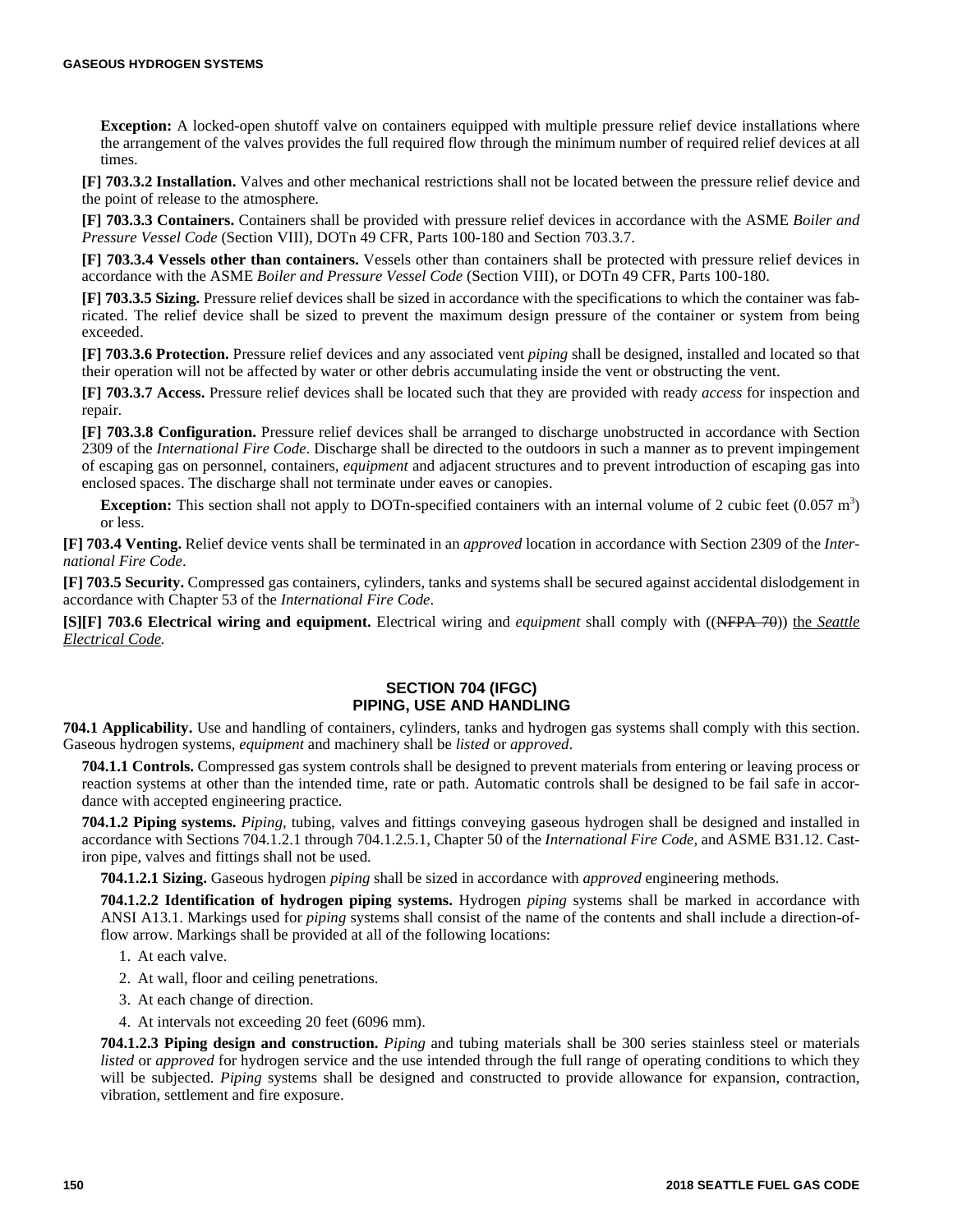**Exception:** A locked-open shutoff valve on containers equipped with multiple pressure relief device installations where the arrangement of the valves provides the full required flow through the minimum number of required relief devices at all times.

**[F] 703.3.2 Installation.** Valves and other mechanical restrictions shall not be located between the pressure relief device and the point of release to the atmosphere.

**[F] 703.3.3 Containers.** Containers shall be provided with pressure relief devices in accordance with the ASME *Boiler and Pressure Vessel Code* (Section VIII), DOTn 49 CFR, Parts 100-180 and Section 703.3.7.

**[F] 703.3.4 Vessels other than containers.** Vessels other than containers shall be protected with pressure relief devices in accordance with the ASME *Boiler and Pressure Vessel Code* (Section VIII), or DOTn 49 CFR, Parts 100-180.

**[F] 703.3.5 Sizing.** Pressure relief devices shall be sized in accordance with the specifications to which the container was fabricated. The relief device shall be sized to prevent the maximum design pressure of the container or system from being exceeded.

**[F] 703.3.6 Protection.** Pressure relief devices and any associated vent *piping* shall be designed, installed and located so that their operation will not be affected by water or other debris accumulating inside the vent or obstructing the vent.

**[F] 703.3.7 Access.** Pressure relief devices shall be located such that they are provided with ready *access* for inspection and repair.

**[F] 703.3.8 Configuration.** Pressure relief devices shall be arranged to discharge unobstructed in accordance with Section 2309 of the *International Fire Code*. Discharge shall be directed to the outdoors in such a manner as to prevent impingement of escaping gas on personnel, containers, *equipment* and adjacent structures and to prevent introduction of escaping gas into enclosed spaces. The discharge shall not terminate under eaves or canopies.

**Exception:** This section shall not apply to DOTn-specified containers with an internal volume of 2 cubic feet (0.057 $m^3$) or less.

**[F] 703.4 Venting.** Relief device vents shall be terminated in an *approved* location in accordance with Section 2309 of the *International Fire Code*.

**[F] 703.5 Security.** Compressed gas containers, cylinders, tanks and systems shall be secured against accidental dislodgement in accordance with Chapter 53 of the *International Fire Code*.

**[S][F] 703.6 Electrical wiring and equipment.** Electrical wiring and *equipment* shall comply with ((~~NFPA 70~~)) <u>the *Seattle Electrical Code*</u>.

## SECTION 704 (IFGC) PIPING, USE AND HANDLING

**704.1 Applicability.** Use and handling of containers, cylinders, tanks and hydrogen gas systems shall comply with this section. Gaseous hydrogen systems, *equipment* and machinery shall be *listed* or *approved*.

**704.1.1 Controls.** Compressed gas system controls shall be designed to prevent materials from entering or leaving process or reaction systems at other than the intended time, rate or path. Automatic controls shall be designed to be fail safe in accordance with accepted engineering practice.

**704.1.2 Piping systems.** *Piping*, tubing, valves and fittings conveying gaseous hydrogen shall be designed and installed in accordance with Sections 704.1.2.1 through 704.1.2.5.1, Chapter 50 of the *International Fire Code,* and ASME B31.12. Cast-iron pipe, valves and fittings shall not be used.

**704.1.2.1 Sizing.** Gaseous hydrogen *piping* shall be sized in accordance with *approved* engineering methods.

**704.1.2.2 Identification of hydrogen piping systems.** Hydrogen *piping* systems shall be marked in accordance with ANSI A13.1. Markings used for *piping* systems shall consist of the name of the contents and shall include a direction-of-flow arrow. Markings shall be provided at all of the following locations:

1. At each valve.
2. At wall, floor and ceiling penetrations.
3. At each change of direction.
4. At intervals not exceeding 20 feet (6096 mm).

**704.1.2.3 Piping design and construction.** *Piping* and tubing materials shall be 300 series stainless steel or materials *listed* or *approved* for hydrogen service and the use intended through the full range of operating conditions to which they will be subjected. *Piping* systems shall be designed and constructed to provide allowance for expansion, contraction, vibration, settlement and fire exposure.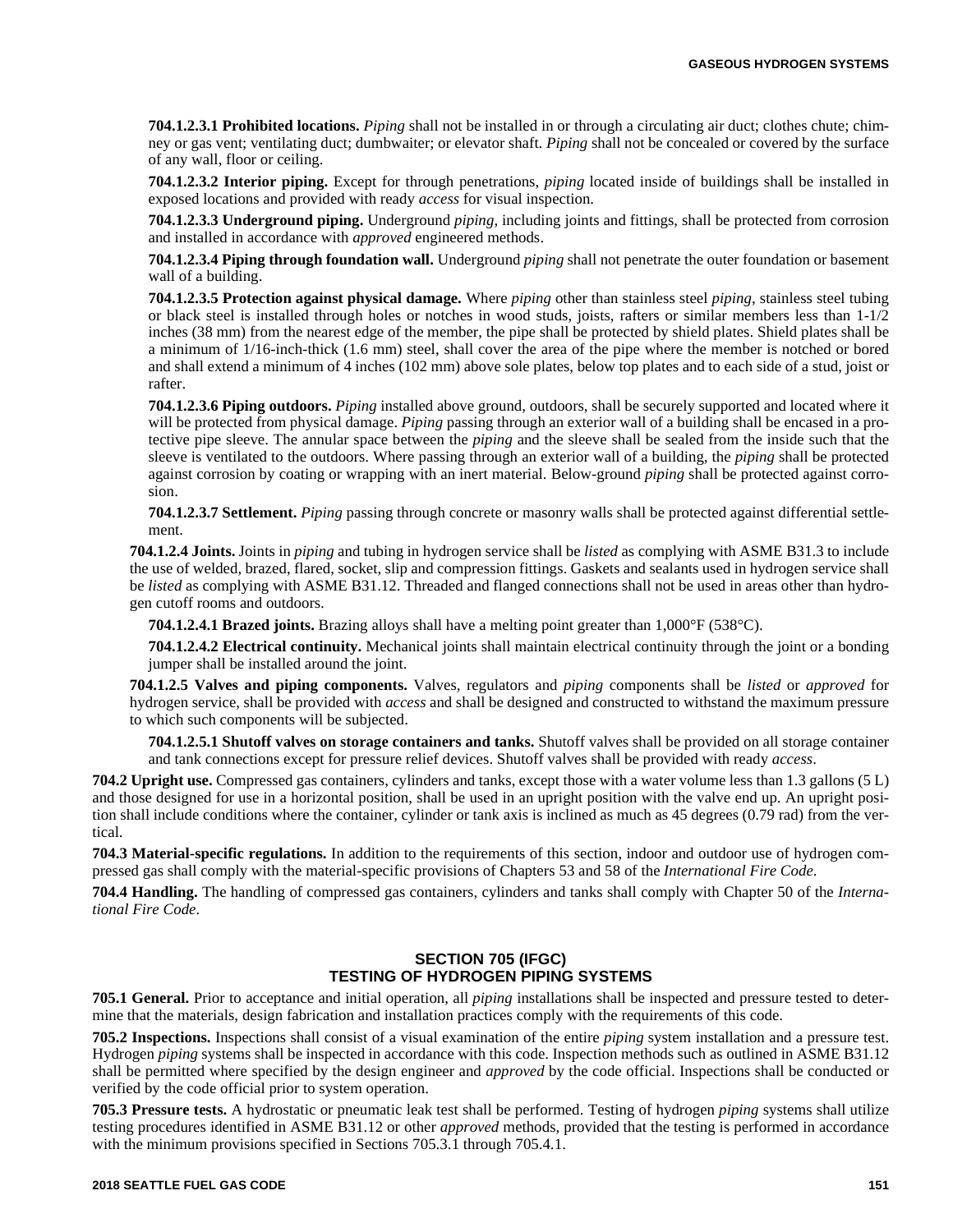**704.1.2.3.1 Prohibited locations.** *Piping* shall not be installed in or through a circulating air duct; clothes chute; chimney or gas vent; ventilating duct; dumbwaiter; or elevator shaft. *Piping* shall not be concealed or covered by the surface of any wall, floor or ceiling.

**704.1.2.3.2 Interior piping.** Except for through penetrations, *piping* located inside of buildings shall be installed in exposed locations and provided with ready *access* for visual inspection.

**704.1.2.3.3 Underground piping.** Underground *piping*, including joints and fittings, shall be protected from corrosion and installed in accordance with *approved* engineered methods.

**704.1.2.3.4 Piping through foundation wall.** Underground *piping* shall not penetrate the outer foundation or basement wall of a building.

**704.1.2.3.5 Protection against physical damage.** Where *piping* other than stainless steel *piping*, stainless steel tubing or black steel is installed through holes or notches in wood studs, joists, rafters or similar members less than 1-1/2 inches (38 mm) from the nearest edge of the member, the pipe shall be protected by shield plates. Shield plates shall be a minimum of 1/16-inch-thick (1.6 mm) steel, shall cover the area of the pipe where the member is notched or bored and shall extend a minimum of 4 inches (102 mm) above sole plates, below top plates and to each side of a stud, joist or rafter.

**704.1.2.3.6 Piping outdoors.** *Piping* installed above ground, outdoors, shall be securely supported and located where it will be protected from physical damage. *Piping* passing through an exterior wall of a building shall be encased in a protective pipe sleeve. The annular space between the *piping* and the sleeve shall be sealed from the inside such that the sleeve is ventilated to the outdoors. Where passing through an exterior wall of a building, the *piping* shall be protected against corrosion by coating or wrapping with an inert material. Below-ground *piping* shall be protected against corrosion.

**704.1.2.3.7 Settlement.** *Piping* passing through concrete or masonry walls shall be protected against differential settlement.

**704.1.2.4 Joints.** Joints in *piping* and tubing in hydrogen service shall be *listed* as complying with ASME B31.3 to include the use of welded, brazed, flared, socket, slip and compression fittings. Gaskets and sealants used in hydrogen service shall be *listed* as complying with ASME B31.12. Threaded and flanged connections shall not be used in areas other than hydrogen cutoff rooms and outdoors.

**704.1.2.4.1 Brazed joints.** Brazing alloys shall have a melting point greater than 1,000°F (538°C).

**704.1.2.4.2 Electrical continuity.** Mechanical joints shall maintain electrical continuity through the joint or a bonding jumper shall be installed around the joint.

**704.1.2.5 Valves and piping components.** Valves, regulators and *piping* components shall be *listed* or *approved* for hydrogen service, shall be provided with *access* and shall be designed and constructed to withstand the maximum pressure to which such components will be subjected.

**704.1.2.5.1 Shutoff valves on storage containers and tanks.** Shutoff valves shall be provided on all storage container and tank connections except for pressure relief devices. Shutoff valves shall be provided with ready *access*.

**704.2 Upright use.** Compressed gas containers, cylinders and tanks, except those with a water volume less than 1.3 gallons (5 L) and those designed for use in a horizontal position, shall be used in an upright position with the valve end up. An upright position shall include conditions where the container, cylinder or tank axis is inclined as much as 45 degrees (0.79 rad) from the vertical.

**704.3 Material-specific regulations.** In addition to the requirements of this section, indoor and outdoor use of hydrogen compressed gas shall comply with the material-specific provisions of Chapters 53 and 58 of the *International Fire Code*.

**704.4 Handling.** The handling of compressed gas containers, cylinders and tanks shall comply with Chapter 50 of the *International Fire Code*.

## SECTION 705 (IFGC) TESTING OF HYDROGEN PIPING SYSTEMS

**705.1 General.** Prior to acceptance and initial operation, all *piping* installations shall be inspected and pressure tested to determine that the materials, design fabrication and installation practices comply with the requirements of this code.

**705.2 Inspections.** Inspections shall consist of a visual examination of the entire *piping* system installation and a pressure test. Hydrogen *piping* systems shall be inspected in accordance with this code. Inspection methods such as outlined in ASME B31.12 shall be permitted where specified by the design engineer and *approved* by the code official. Inspections shall be conducted or verified by the code official prior to system operation.

**705.3 Pressure tests.** A hydrostatic or pneumatic leak test shall be performed. Testing of hydrogen *piping* systems shall utilize testing procedures identified in ASME B31.12 or other *approved* methods, provided that the testing is performed in accordance with the minimum provisions specified in Sections 705.3.1 through 705.4.1.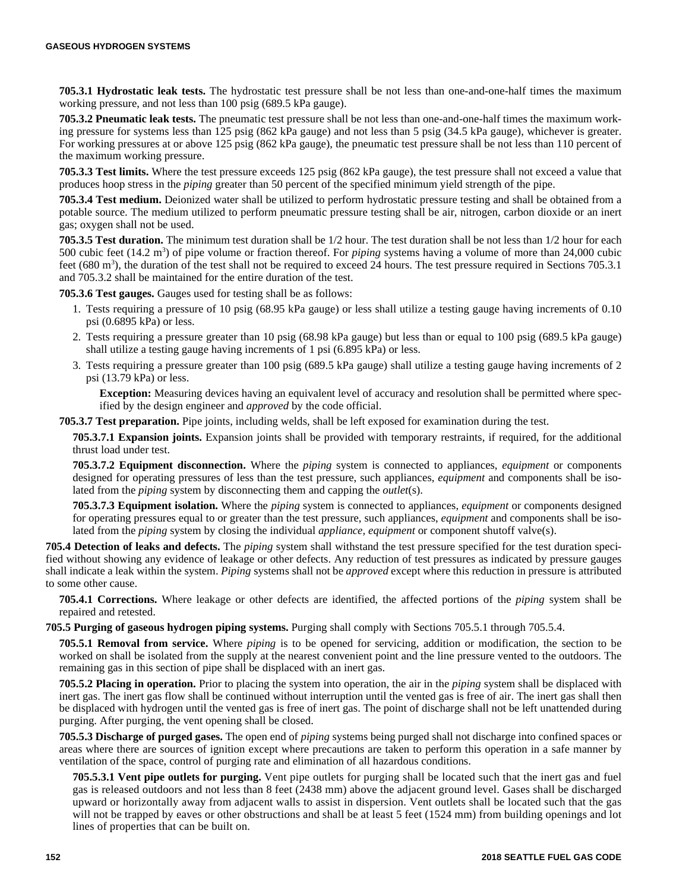**705.3.1 Hydrostatic leak tests.** The hydrostatic test pressure shall be not less than one-and-one-half times the maximum working pressure, and not less than 100 psig (689.5 kPa gauge).

**705.3.2 Pneumatic leak tests.** The pneumatic test pressure shall be not less than one-and-one-half times the maximum working pressure for systems less than 125 psig (862 kPa gauge) and not less than 5 psig (34.5 kPa gauge), whichever is greater. For working pressures at or above 125 psig (862 kPa gauge), the pneumatic test pressure shall be not less than 110 percent of the maximum working pressure.

**705.3.3 Test limits.** Where the test pressure exceeds 125 psig (862 kPa gauge), the test pressure shall not exceed a value that produces hoop stress in the *piping* greater than 50 percent of the specified minimum yield strength of the pipe.

**705.3.4 Test medium.** Deionized water shall be utilized to perform hydrostatic pressure testing and shall be obtained from a potable source. The medium utilized to perform pneumatic pressure testing shall be air, nitrogen, carbon dioxide or an inert gas; oxygen shall not be used.

**705.3.5 Test duration.** The minimum test duration shall be 1/2 hour. The test duration shall be not less than 1/2 hour for each 500 cubic feet (14.2 $m^3$) of pipe volume or fraction thereof. For *piping* systems having a volume of more than 24,000 cubic feet (680 $m^3$), the duration of the test shall not be required to exceed 24 hours. The test pressure required in Sections 705.3.1 and 705.3.2 shall be maintained for the entire duration of the test.

**705.3.6 Test gauges.** Gauges used for testing shall be as follows:

1. Tests requiring a pressure of 10 psig (68.95 kPa gauge) or less shall utilize a testing gauge having increments of 0.10 psi (0.6895 kPa) or less.
2. Tests requiring a pressure greater than 10 psig (68.98 kPa gauge) but less than or equal to 100 psig (689.5 kPa gauge) shall utilize a testing gauge having increments of 1 psi (6.895 kPa) or less.
3. Tests requiring a pressure greater than 100 psig (689.5 kPa gauge) shall utilize a testing gauge having increments of 2 psi (13.79 kPa) or less.

   **Exception:** Measuring devices having an equivalent level of accuracy and resolution shall be permitted where specified by the design engineer and *approved* by the code official.

**705.3.7 Test preparation.** Pipe joints, including welds, shall be left exposed for examination during the test.

**705.3.7.1 Expansion joints.** Expansion joints shall be provided with temporary restraints, if required, for the additional thrust load under test.

**705.3.7.2 Equipment disconnection.** Where the *piping* system is connected to appliances, *equipment* or components designed for operating pressures of less than the test pressure, such appliances, *equipment* and components shall be isolated from the *piping* system by disconnecting them and capping the *outlet*(s).

**705.3.7.3 Equipment isolation.** Where the *piping* system is connected to appliances, *equipment* or components designed for operating pressures equal to or greater than the test pressure, such appliances, *equipment* and components shall be isolated from the *piping* system by closing the individual *appliance*, *equipment* or component shutoff valve(s).

**705.4 Detection of leaks and defects.** The *piping* system shall withstand the test pressure specified for the test duration specified without showing any evidence of leakage or other defects. Any reduction of test pressures as indicated by pressure gauges shall indicate a leak within the system. *Piping* systems shall not be *approved* except where this reduction in pressure is attributed to some other cause.

**705.4.1 Corrections.** Where leakage or other defects are identified, the affected portions of the *piping* system shall be repaired and retested.

**705.5 Purging of gaseous hydrogen piping systems.** Purging shall comply with Sections 705.5.1 through 705.5.4.

**705.5.1 Removal from service.** Where *piping* is to be opened for servicing, addition or modification, the section to be worked on shall be isolated from the supply at the nearest convenient point and the line pressure vented to the outdoors. The remaining gas in this section of pipe shall be displaced with an inert gas.

**705.5.2 Placing in operation.** Prior to placing the system into operation, the air in the *piping* system shall be displaced with inert gas. The inert gas flow shall be continued without interruption until the vented gas is free of air. The inert gas shall then be displaced with hydrogen until the vented gas is free of inert gas. The point of discharge shall not be left unattended during purging. After purging, the vent opening shall be closed.

**705.5.3 Discharge of purged gases.** The open end of *piping* systems being purged shall not discharge into confined spaces or areas where there are sources of ignition except where precautions are taken to perform this operation in a safe manner by ventilation of the space, control of purging rate and elimination of all hazardous conditions.

**705.5.3.1 Vent pipe outlets for purging.** Vent pipe outlets for purging shall be located such that the inert gas and fuel gas is released outdoors and not less than 8 feet (2438 mm) above the adjacent ground level. Gases shall be discharged upward or horizontally away from adjacent walls to assist in dispersion. Vent outlets shall be located such that the gas will not be trapped by eaves or other obstructions and shall be at least 5 feet (1524 mm) from building openings and lot lines of properties that can be built on.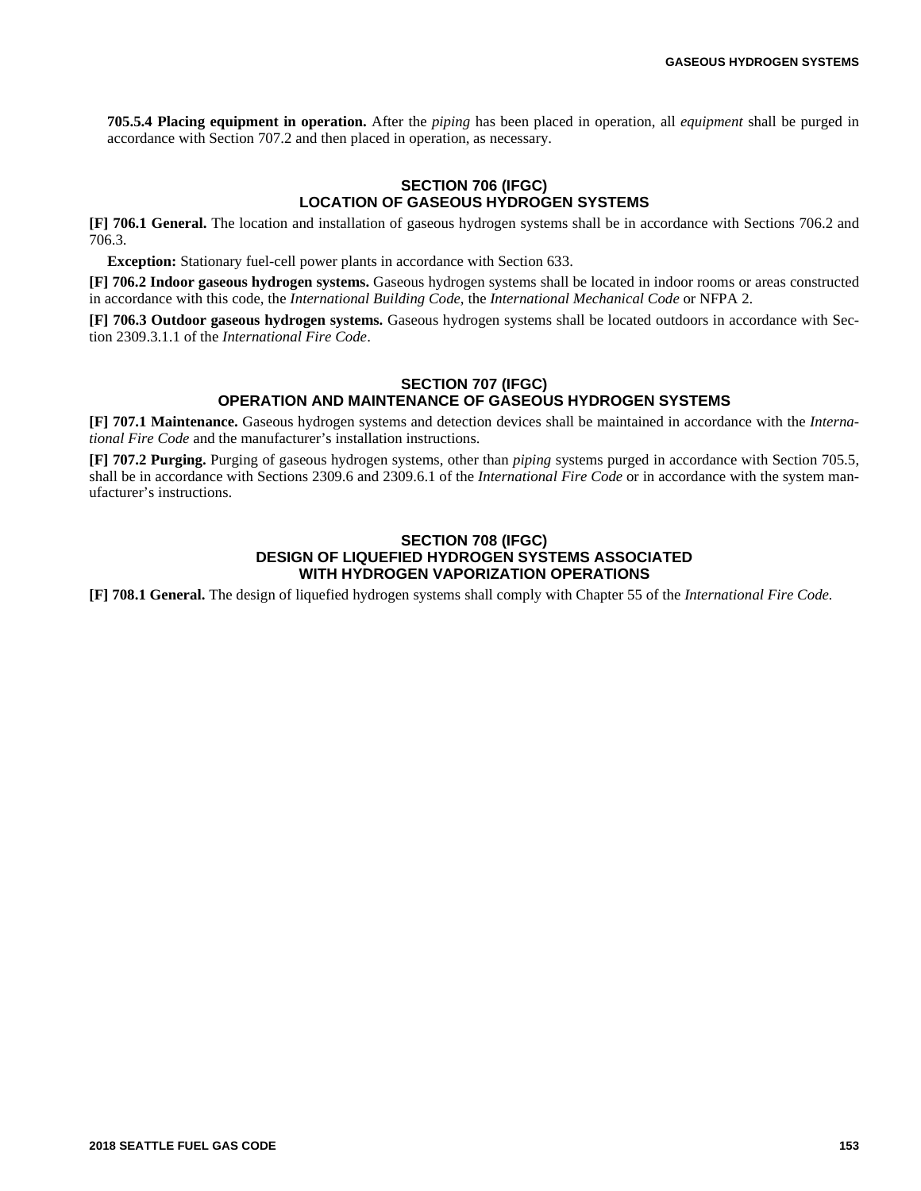**705.5.4 Placing equipment in operation.** After the *piping* has been placed in operation, all *equipment* shall be purged in accordance with Section 707.2 and then placed in operation, as necessary.

## SECTION 706 (IFGC) LOCATION OF GASEOUS HYDROGEN SYSTEMS

**[F] 706.1 General.** The location and installation of gaseous hydrogen systems shall be in accordance with Sections 706.2 and 706.3.

**Exception:** Stationary fuel-cell power plants in accordance with Section 633.

**[F] 706.2 Indoor gaseous hydrogen systems.** Gaseous hydrogen systems shall be located in indoor rooms or areas constructed in accordance with this code, the *International Building Code*, the *International Mechanical Code* or NFPA 2.

**[F] 706.3 Outdoor gaseous hydrogen systems.** Gaseous hydrogen systems shall be located outdoors in accordance with Section 2309.3.1.1 of the *International Fire Code*.

## SECTION 707 (IFGC) OPERATION AND MAINTENANCE OF GASEOUS HYDROGEN SYSTEMS

**[F] 707.1 Maintenance.** Gaseous hydrogen systems and detection devices shall be maintained in accordance with the *International Fire Code* and the manufacturer's installation instructions.

**[F] 707.2 Purging.** Purging of gaseous hydrogen systems, other than *piping* systems purged in accordance with Section 705.5, shall be in accordance with Sections 2309.6 and 2309.6.1 of the *International Fire Code* or in accordance with the system manufacturer's instructions.

## SECTION 708 (IFGC) DESIGN OF LIQUEFIED HYDROGEN SYSTEMS ASSOCIATED WITH HYDROGEN VAPORIZATION OPERATIONS

**[F] 708.1 General.** The design of liquefied hydrogen systems shall comply with Chapter 55 of the *International Fire Code.*